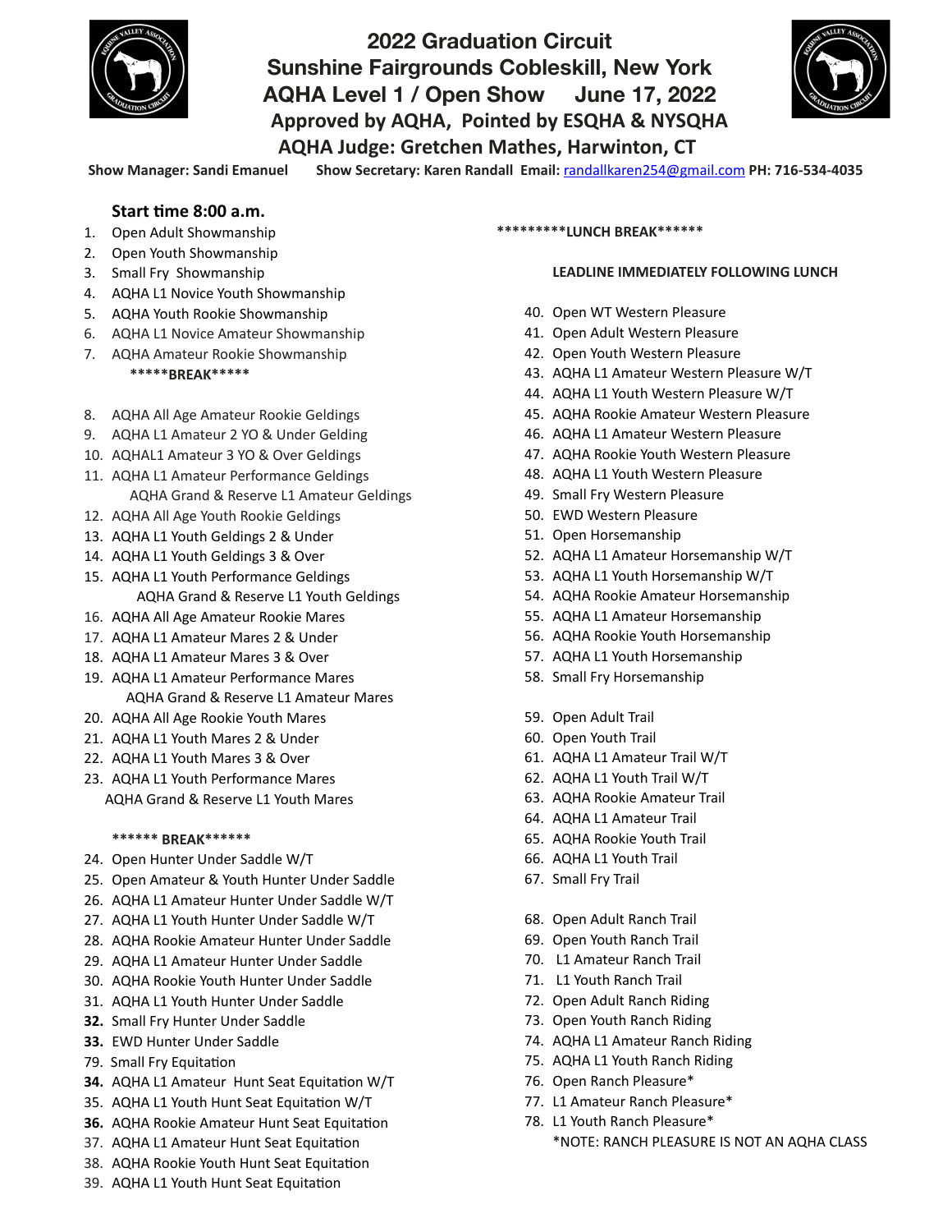# 2022 Graduation Circuit

## Sunshine Fairgrounds Cobleskill, New York

## AQHA Level 1 / Open Show June 17, 2022

### Approved by AQHA, Pointed by ESQHA & NYSQHA

### AQHA Judge: Gretchen Mathes, Harwinton, CT

**Show Manager: Sandi Emanuel** **Show Secretary: Karen Randall Email:** randallkaren254@gmail.com **PH: 716-534-4035**

**Start time 8:00 a.m.**

1. Open Adult Showmanship
2. Open Youth Showmanship
3. Small Fry Showmanship
4. AQHA L1 Novice Youth Showmanship
5. AQHA Youth Rookie Showmanship
6. AQHA L1 Novice Amateur Showmanship
7. AQHA Amateur Rookie Showmanship

**\*\*\*\*\*BREAK\*\*\*\*\***

8. AQHA All Age Amateur Rookie Geldings
9. AQHA L1 Amateur 2 YO & Under Gelding
10. AQHAL1 Amateur 3 YO & Over Geldings
11. AQHA L1 Amateur Performance Geldings
    AQHA Grand & Reserve L1 Amateur Geldings
12. AQHA All Age Youth Rookie Geldings
13. AQHA L1 Youth Geldings 2 & Under
14. AQHA L1 Youth Geldings 3 & Over
15. AQHA L1 Youth Performance Geldings
    AQHA Grand & Reserve L1 Youth Geldings
16. AQHA All Age Amateur Rookie Mares
17. AQHA L1 Amateur Mares 2 & Under
18. AQHA L1 Amateur Mares 3 & Over
19. AQHA L1 Amateur Performance Mares
    AQHA Grand & Reserve L1 Amateur Mares
20. AQHA All Age Rookie Youth Mares
21. AQHA L1 Youth Mares 2 & Under
22. AQHA L1 Youth Mares 3 & Over
23. AQHA L1 Youth Performance Mares
    AQHA Grand & Reserve L1 Youth Mares

**\*\*\*\*\*\* BREAK\*\*\*\*\*\***

24. Open Hunter Under Saddle W/T
25. Open Amateur & Youth Hunter Under Saddle
26. AQHA L1 Amateur Hunter Under Saddle W/T
27. AQHA L1 Youth Hunter Under Saddle W/T
28. AQHA Rookie Amateur Hunter Under Saddle
29. AQHA L1 Amateur Hunter Under Saddle
30. AQHA Rookie Youth Hunter Under Saddle
31. AQHA L1 Youth Hunter Under Saddle
**32.** Small Fry Hunter Under Saddle
**33.** EWD Hunter Under Saddle
79. Small Fry Equitation
**34.** AQHA L1 Amateur Hunt Seat Equitation W/T
35. AQHA L1 Youth Hunt Seat Equitation W/T
**36.** AQHA Rookie Amateur Hunt Seat Equitation
37. AQHA L1 Amateur Hunt Seat Equitation
38. AQHA Rookie Youth Hunt Seat Equitation
39. AQHA L1 Youth Hunt Seat Equitation

**\*\*\*\*\*\*\*\*\*LUNCH BREAK\*\*\*\*\*\***

**LEADLINE IMMEDIATELY FOLLOWING LUNCH**

40. Open WT Western Pleasure
41. Open Adult Western Pleasure
42. Open Youth Western Pleasure
43. AQHA L1 Amateur Western Pleasure W/T
44. AQHA L1 Youth Western Pleasure W/T
45. AQHA Rookie Amateur Western Pleasure
46. AQHA L1 Amateur Western Pleasure
47. AQHA Rookie Youth Western Pleasure
48. AQHA L1 Youth Western Pleasure
49. Small Fry Western Pleasure
50. EWD Western Pleasure
51. Open Horsemanship
52. AQHA L1 Amateur Horsemanship W/T
53. AQHA L1 Youth Horsemanship W/T
54. AQHA Rookie Amateur Horsemanship
55. AQHA L1 Amateur Horsemanship
56. AQHA Rookie Youth Horsemanship
57. AQHA L1 Youth Horsemanship
58. Small Fry Horsemanship

59. Open Adult Trail
60. Open Youth Trail
61. AQHA L1 Amateur Trail W/T
62. AQHA L1 Youth Trail W/T
63. AQHA Rookie Amateur Trail
64. AQHA L1 Amateur Trail
65. AQHA Rookie Youth Trail
66. AQHA L1 Youth Trail
67. Small Fry Trail

68. Open Adult Ranch Trail
69. Open Youth Ranch Trail
70. L1 Amateur Ranch Trail
71. L1 Youth Ranch Trail
72. Open Adult Ranch Riding
73. Open Youth Ranch Riding
74. AQHA L1 Amateur Ranch Riding
75. AQHA L1 Youth Ranch Riding
76. Open Ranch Pleasure*
77. L1 Amateur Ranch Pleasure*
78. L1 Youth Ranch Pleasure*

*NOTE: RANCH PLEASURE IS NOT AN AQHA CLASS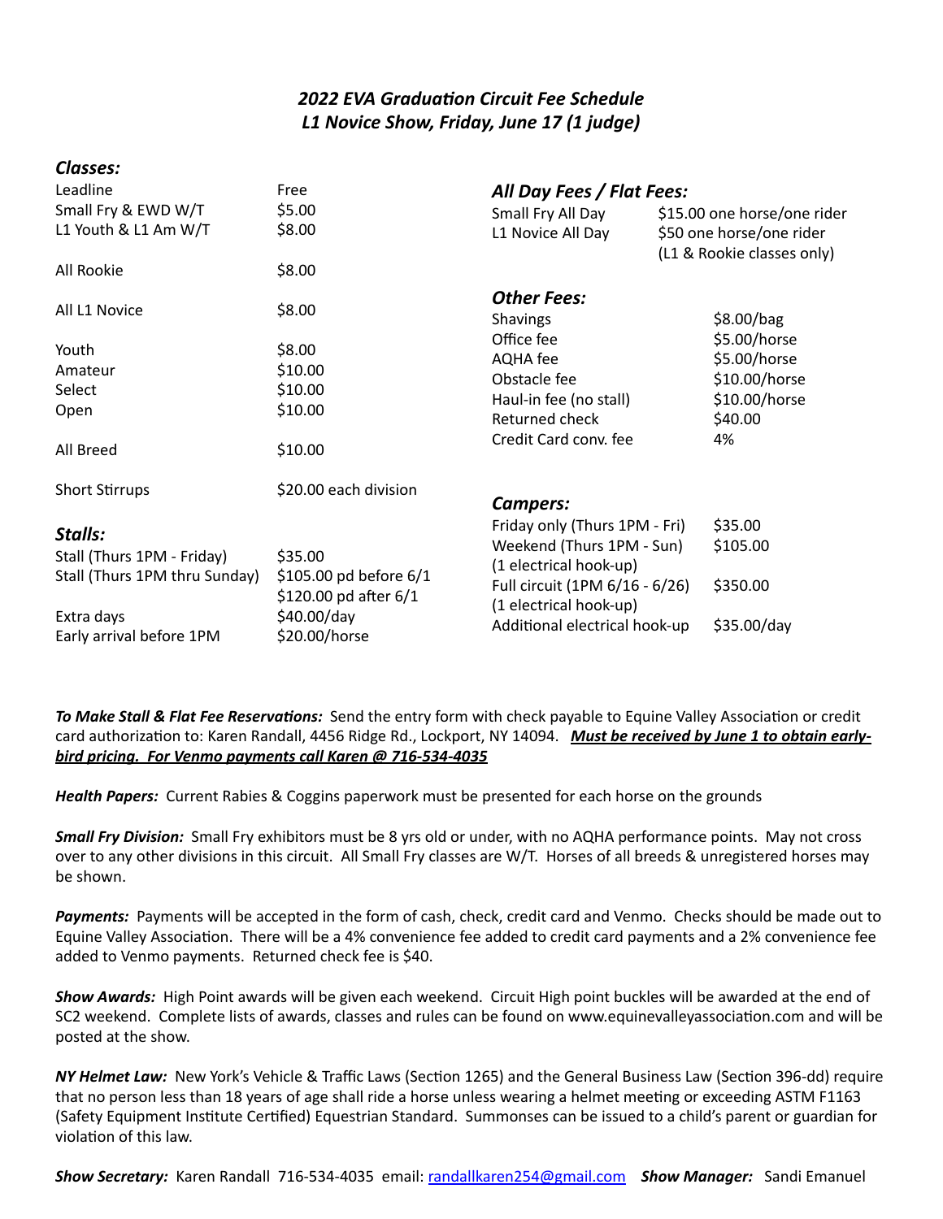# *2022 EVA Graduation Circuit Fee Schedule*
# *L1 Novice Show, Friday, June 17 (1 judge)*

### *Classes:*

| | |
|---|---|
| Leadline | Free |
| Small Fry & EWD W/T | $5.00 |
| L1 Youth & L1 Am W/T | $8.00 |
| All Rookie | $8.00 |
| All L1 Novice | $8.00 |
| Youth | $8.00 |
| Amateur | $10.00 |
| Select | $10.00 |
| Open | $10.00 |
| All Breed | $10.00 |
| Short Stirrups | $20.00 each division |

### *Stalls:*

| | |
|---|---|
| Stall (Thurs 1PM - Friday) | $35.00 |
| Stall (Thurs 1PM thru Sunday) | $105.00 pd before 6/1<br>$120.00 pd after 6/1 |
| Extra days | $40.00/day |
| Early arrival before 1PM | $20.00/horse |

### *All Day Fees / Flat Fees:*

| | |
|---|---|
| Small Fry All Day | $15.00 one horse/one rider |
| L1 Novice All Day | $50 one horse/one rider (L1 & Rookie classes only) |

### *Other Fees:*

| | |
|---|---|
| Shavings | $8.00/bag |
| Office fee | $5.00/horse |
| AQHA fee | $5.00/horse |
| Obstacle fee | $10.00/horse |
| Haul-in fee (no stall) | $10.00/horse |
| Returned check | $40.00 |
| Credit Card conv. fee | 4% |

### *Campers:*

| | |
|---|---|
| Friday only (Thurs 1PM - Fri) | $35.00 |
| Weekend (Thurs 1PM - Sun) (1 electrical hook-up) | $105.00 |
| Full circuit (1PM 6/16 - 6/26) (1 electrical hook-up) | $350.00 |
| Additional electrical hook-up | $35.00/day |

***To Make Stall & Flat Fee Reservations:*** Send the entry form with check payable to Equine Valley Association or credit card authorization to: Karen Randall, 4456 Ridge Rd., Lockport, NY 14094. ***Must be received by June 1 to obtain early-bird pricing. For Venmo payments call Karen @ 716-534-4035***

***Health Papers:*** Current Rabies & Coggins paperwork must be presented for each horse on the grounds

***Small Fry Division:*** Small Fry exhibitors must be 8 yrs old or under, with no AQHA performance points. May not cross over to any other divisions in this circuit. All Small Fry classes are W/T. Horses of all breeds & unregistered horses may be shown.

***Payments:*** Payments will be accepted in the form of cash, check, credit card and Venmo. Checks should be made out to Equine Valley Association. There will be a 4% convenience fee added to credit card payments and a 2% convenience fee added to Venmo payments. Returned check fee is $40.

***Show Awards:*** High Point awards will be given each weekend. Circuit High point buckles will be awarded at the end of SC2 weekend. Complete lists of awards, classes and rules can be found on www.equinevalleyassociation.com and will be posted at the show.

***NY Helmet Law:*** New York's Vehicle & Traffic Laws (Section 1265) and the General Business Law (Section 396-dd) require that no person less than 18 years of age shall ride a horse unless wearing a helmet meeting or exceeding ASTM F1163 (Safety Equipment Institute Certified) Equestrian Standard. Summonses can be issued to a child's parent or guardian for violation of this law.

***Show Secretary:*** Karen Randall 716-534-4035 email: randallkaren254@gmail.com ***Show Manager:*** Sandi Emanuel